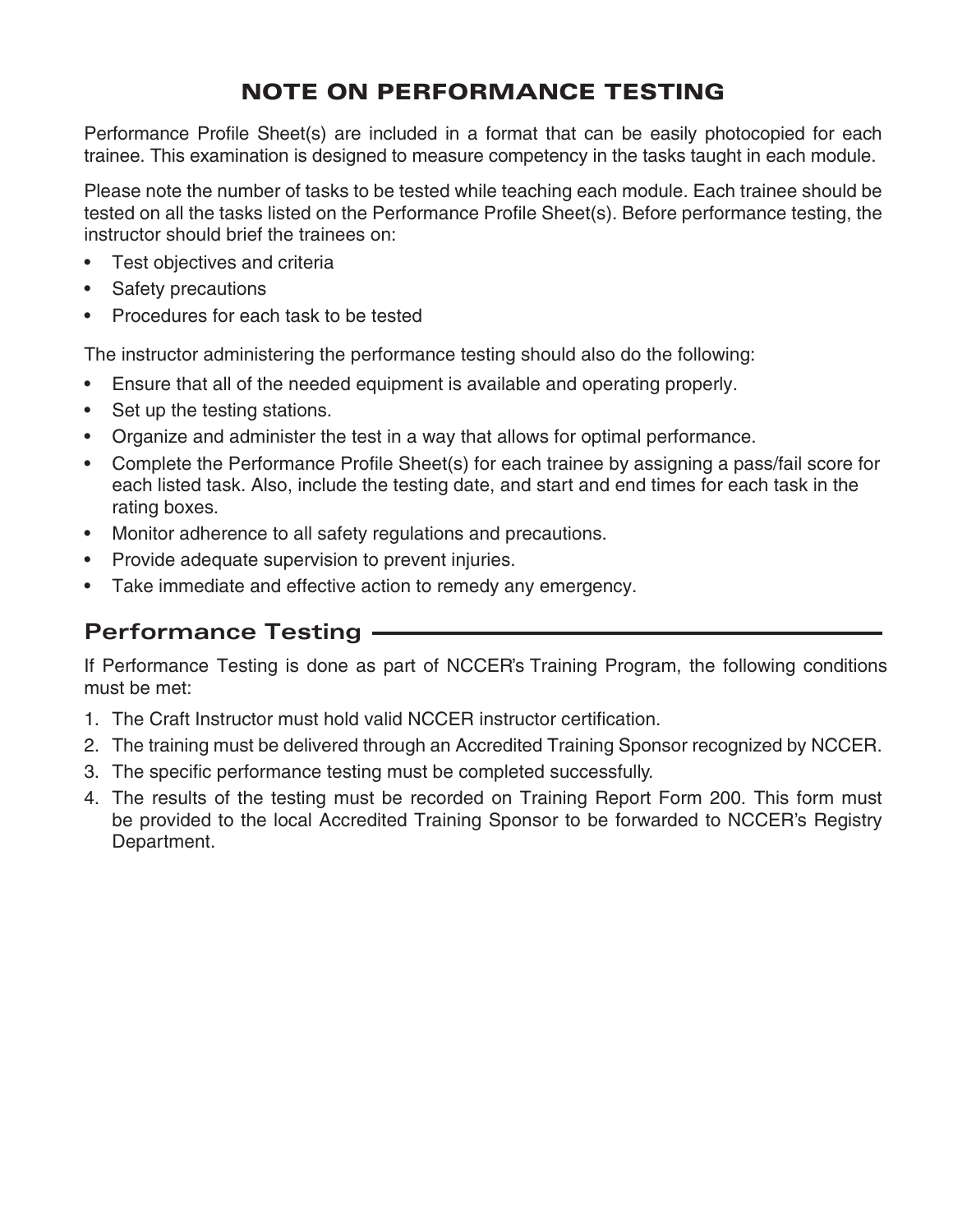# NOTE ON PERFORMANCE TESTING

Performance Profile Sheet(s) are included in a format that can be easily photocopied for each trainee. This examination is designed to measure competency in the tasks taught in each module.

Please note the number of tasks to be tested while teaching each module. Each trainee should be tested on all the tasks listed on the Performance Profile Sheet(s). Before performance testing, the instructor should brief the trainees on:

- Test objectives and criteria
- Safety precautions
- Procedures for each task to be tested

The instructor administering the performance testing should also do the following:

- Ensure that all of the needed equipment is available and operating properly.
- Set up the testing stations.
- Organize and administer the test in a way that allows for optimal performance.
- Complete the Performance Profile Sheet(s) for each trainee by assigning a pass/fail score for each listed task. Also, include the testing date, and start and end times for each task in the rating boxes.
- Monitor adherence to all safety regulations and precautions.
- Provide adequate supervision to prevent injuries.
- Take immediate and effective action to remedy any emergency.

## Performance Testing

If Performance Testing is done as part of NCCER's Training Program, the following conditions must be met:

1. The Craft Instructor must hold valid NCCER instructor certification.
2. The training must be delivered through an Accredited Training Sponsor recognized by NCCER.
3. The specific performance testing must be completed successfully.
4. The results of the testing must be recorded on Training Report Form 200. This form must be provided to the local Accredited Training Sponsor to be forwarded to NCCER's Registry Department.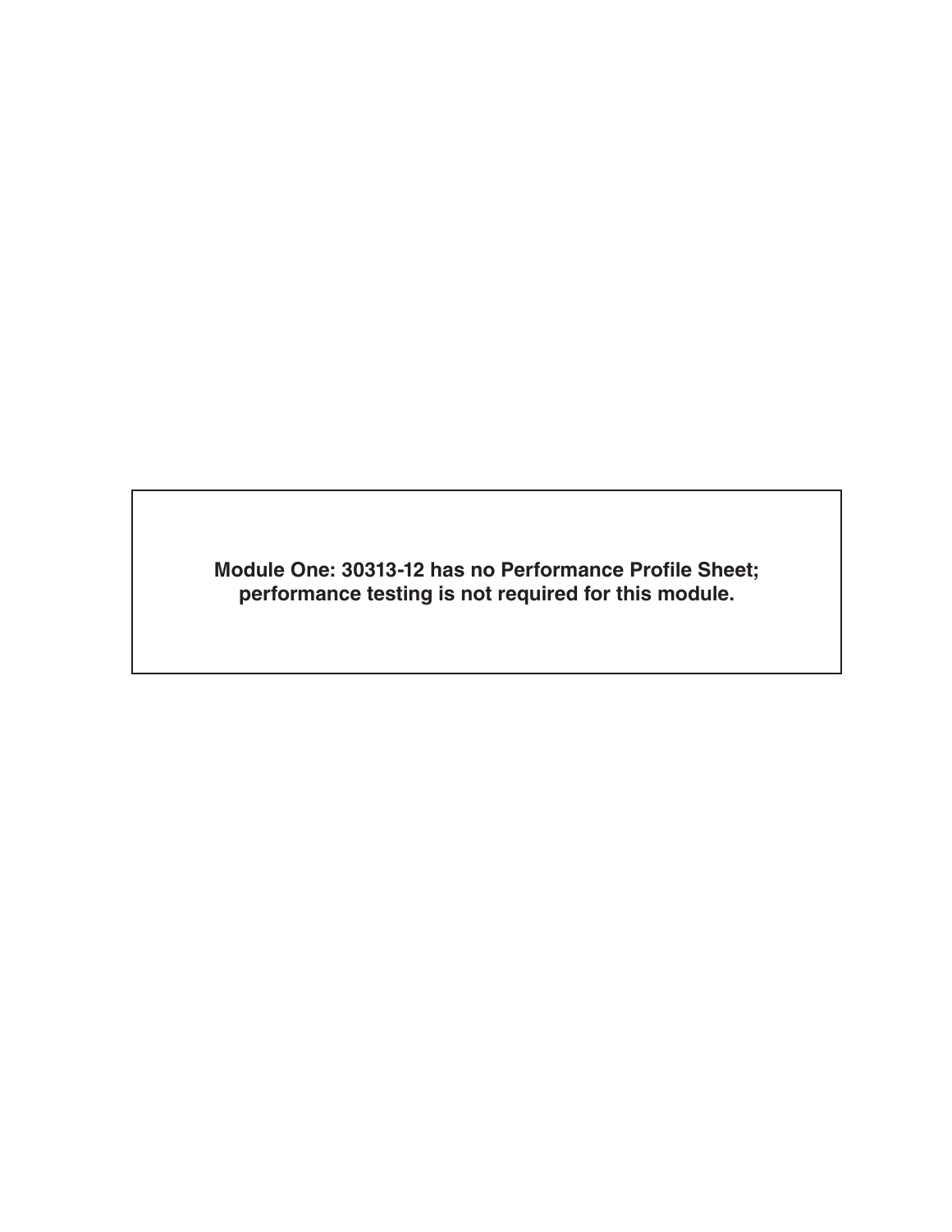**Module One: 30313-12 has no Performance Profile Sheet; performance testing is not required for this module.**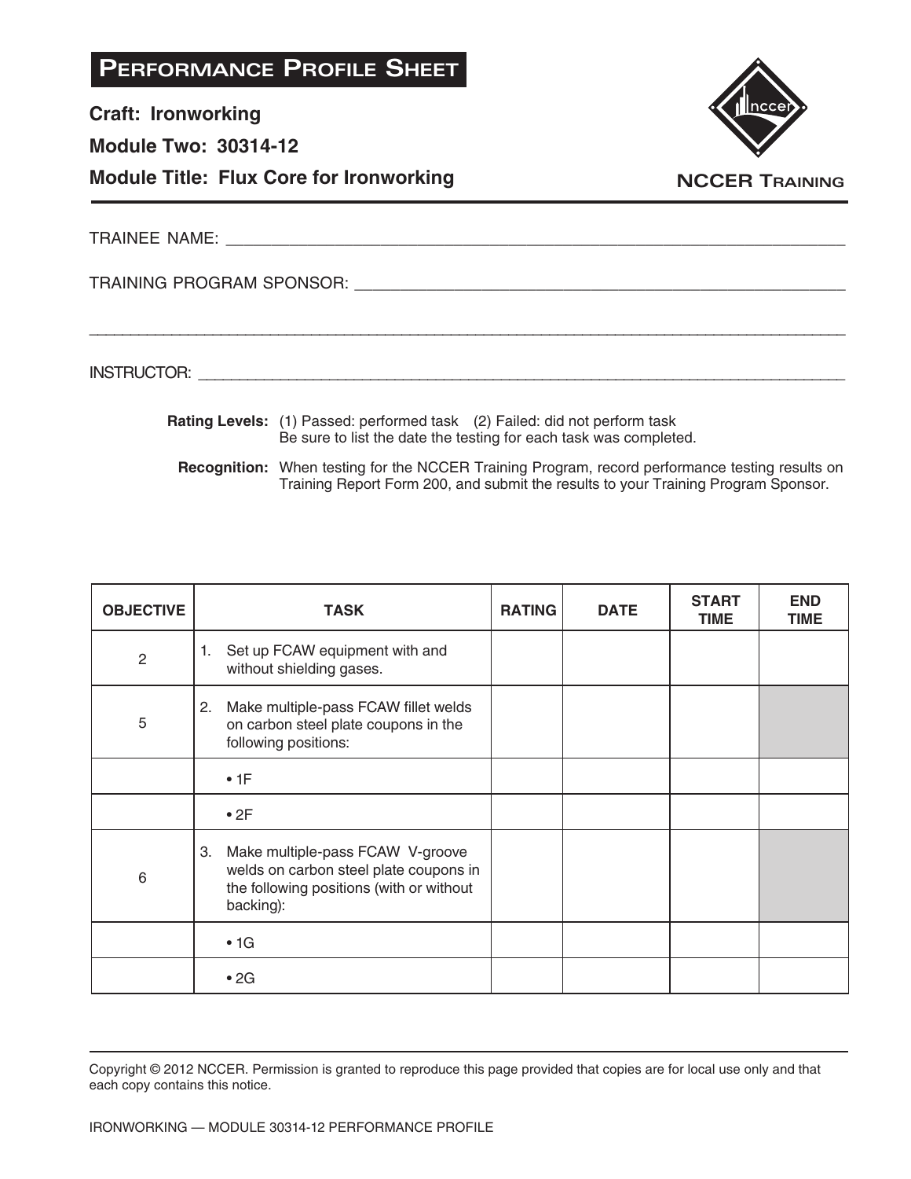# Performance Profile Sheet

**Craft: Ironworking**

**Module Two: 30314-12**

**Module Title: Flux Core for Ironworking**

NCCER Training

TRAINEE NAME: ____________________________________________

TRAINING PROGRAM SPONSOR: ____________________________________________

____________________________________________

INSTRUCTOR: ____________________________________________

**Rating Levels:** (1) Passed: performed task (2) Failed: did not perform task
Be sure to list the date the testing for each task was completed.

**Recognition:** When testing for the NCCER Training Program, record performance testing results on Training Report Form 200, and submit the results to your Training Program Sponsor.

| OBJECTIVE | TASK | RATING | DATE | START TIME | END TIME |
|---|---|---|---|---|---|
| 2 | 1. Set up FCAW equipment with and without shielding gases. | | | | |
| 5 | 2. Make multiple-pass FCAW fillet welds on carbon steel plate coupons in the following positions: | | | | |
| | • 1F | | | | |
| | • 2F | | | | |
| 6 | 3. Make multiple-pass FCAW V-groove welds on carbon steel plate coupons in the following positions (with or without backing): | | | | |
| | • 1G | | | | |
| | • 2G | | | | |

Copyright © 2012 NCCER. Permission is granted to reproduce this page provided that copies are for local use only and that each copy contains this notice.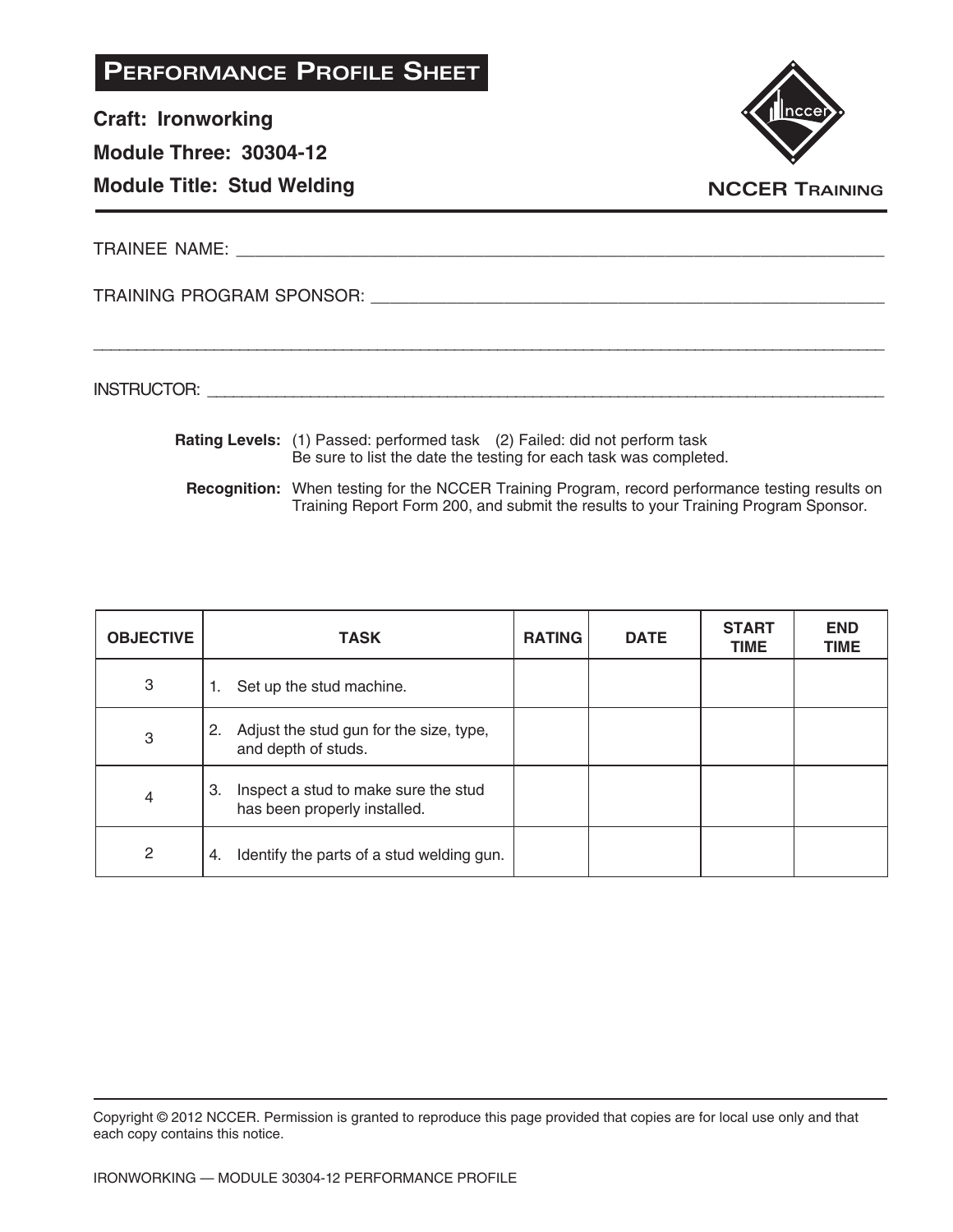# Performance Profile Sheet

**Craft: Ironworking**

**Module Three: 30304-12**

**Module Title: Stud Welding**

NCCER Training

TRAINEE NAME: ______________________________________________

TRAINING PROGRAM SPONSOR: ______________________________________________

______________________________________________

INSTRUCTOR: ______________________________________________

**Rating Levels:** (1) Passed: performed task (2) Failed: did not perform task
Be sure to list the date the testing for each task was completed.

**Recognition:** When testing for the NCCER Training Program, record performance testing results on Training Report Form 200, and submit the results to your Training Program Sponsor.

| OBJECTIVE | TASK | RATING | DATE | START TIME | END TIME |
|---|---|---|---|---|---|
| 3 | 1. Set up the stud machine. | | | | |
| 3 | 2. Adjust the stud gun for the size, type, and depth of studs. | | | | |
| 4 | 3. Inspect a stud to make sure the stud has been properly installed. | | | | |
| 2 | 4. Identify the parts of a stud welding gun. | | | | |

Copyright © 2012 NCCER. Permission is granted to reproduce this page provided that copies are for local use only and that each copy contains this notice.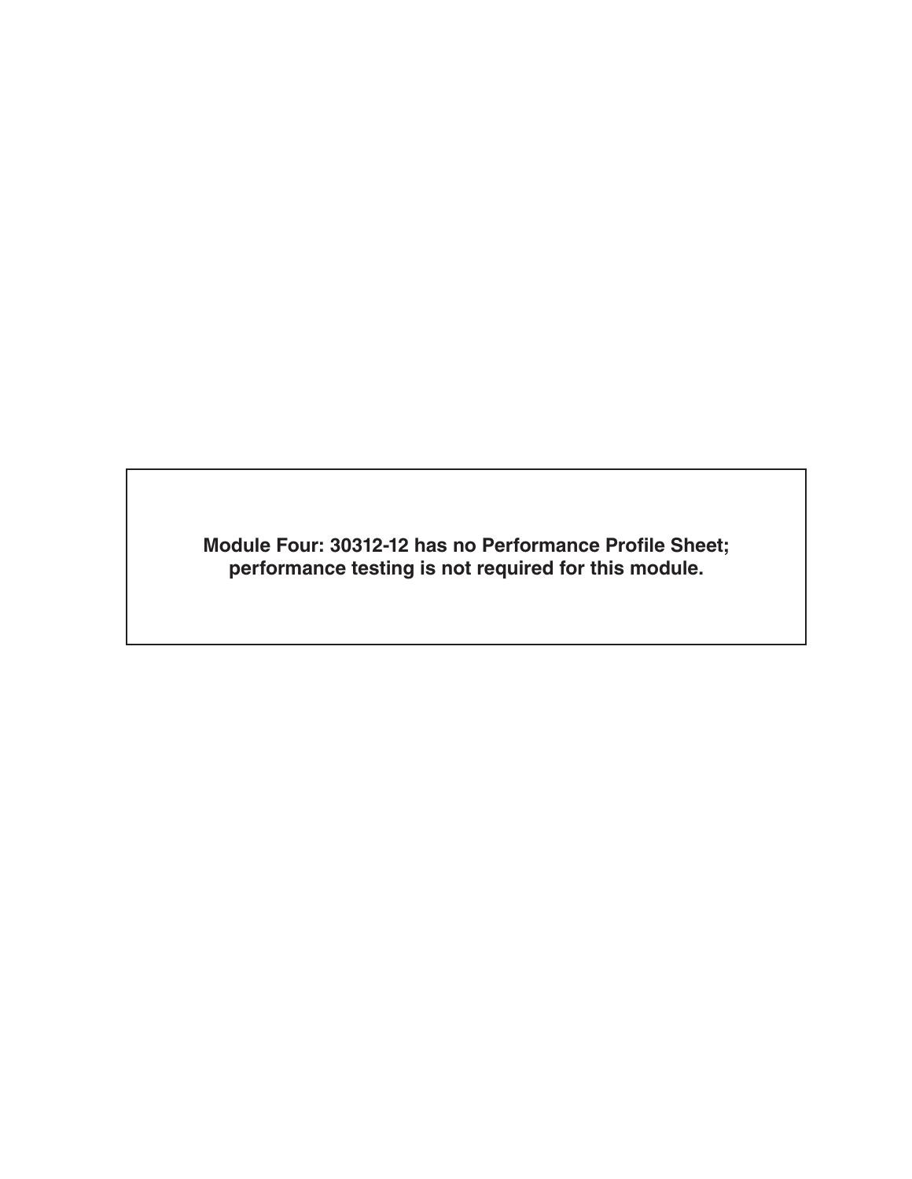**Module Four: 30312-12 has no Performance Profile Sheet; performance testing is not required for this module.**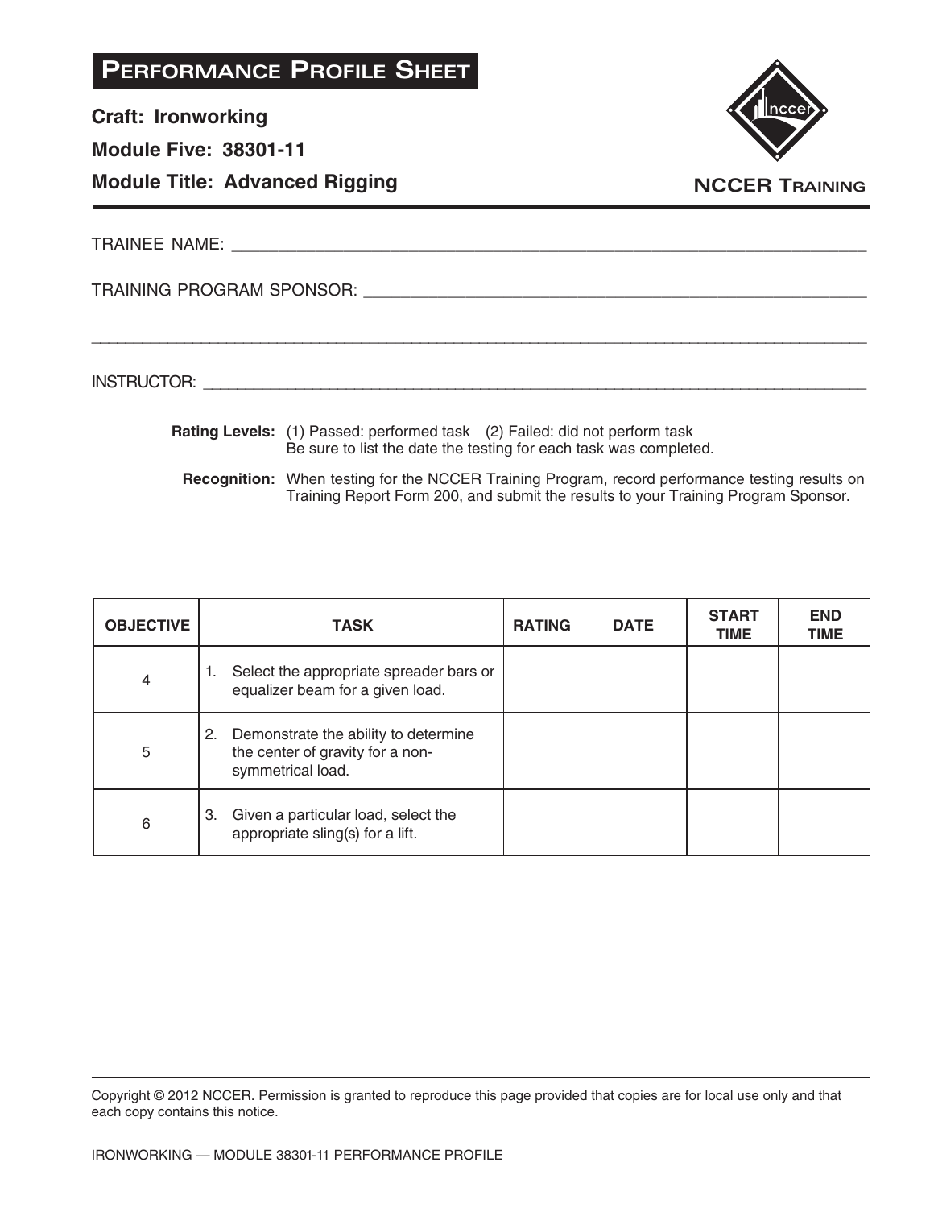# Performance Profile Sheet

**Craft: Ironworking**

**Module Five: 38301-11**

**Module Title: Advanced Rigging**

NCCER Training

TRAINEE NAME: ______________________________________________

TRAINING PROGRAM SPONSOR: ______________________________________________

______________________________________________

INSTRUCTOR: ______________________________________________

**Rating Levels:** (1) Passed: performed task (2) Failed: did not perform task
Be sure to list the date the testing for each task was completed.

**Recognition:** When testing for the NCCER Training Program, record performance testing results on Training Report Form 200, and submit the results to your Training Program Sponsor.

| OBJECTIVE | TASK | RATING | DATE | START TIME | END TIME |
|---|---|---|---|---|---|
| 4 | 1. Select the appropriate spreader bars or equalizer beam for a given load. | | | | |
| 5 | 2. Demonstrate the ability to determine the center of gravity for a non-symmetrical load. | | | | |
| 6 | 3. Given a particular load, select the appropriate sling(s) for a lift. | | | | |

Copyright © 2012 NCCER. Permission is granted to reproduce this page provided that copies are for local use only and that each copy contains this notice.

IRONWORKING — MODULE 38301-11 PERFORMANCE PROFILE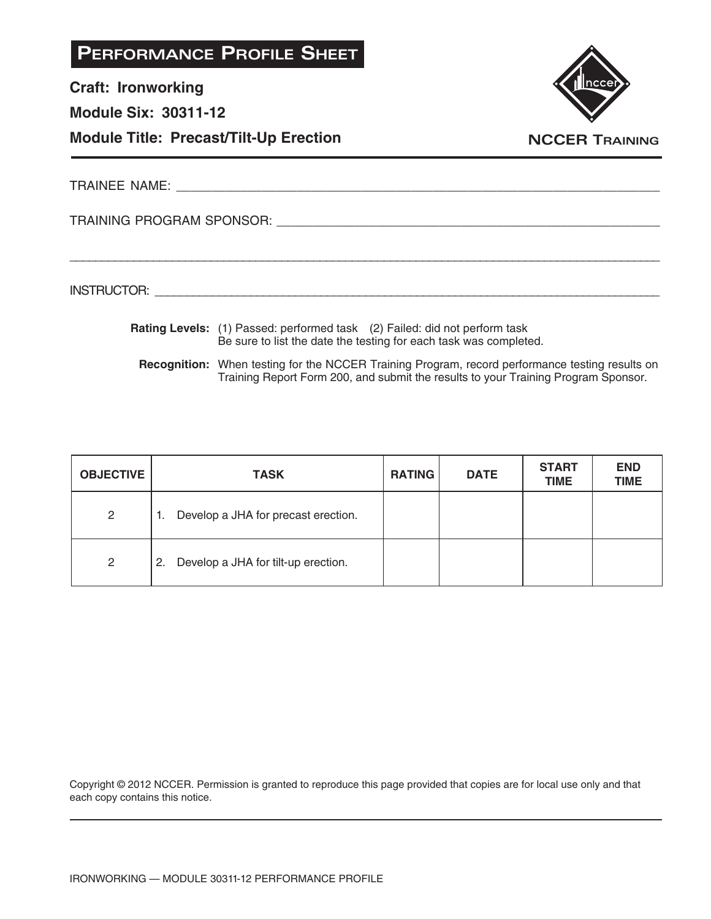# Performance Profile Sheet

**Craft: Ironworking**

**Module Six: 30311-12**

**Module Title: Precast/Tilt-Up Erection**

NCCER Training

TRAINEE NAME: ______________________________________________

TRAINING PROGRAM SPONSOR: ______________________________________________

______________________________________________

INSTRUCTOR: ______________________________________________

**Rating Levels:** (1) Passed: performed task (2) Failed: did not perform task
Be sure to list the date the testing for each task was completed.

**Recognition:** When testing for the NCCER Training Program, record performance testing results on Training Report Form 200, and submit the results to your Training Program Sponsor.

| OBJECTIVE | TASK | RATING | DATE | START TIME | END TIME |
|---|---|---|---|---|---|
| 2 | 1. Develop a JHA for precast erection. | | | | |
| 2 | 2. Develop a JHA for tilt-up erection. | | | | |

Copyright © 2012 NCCER. Permission is granted to reproduce this page provided that copies are for local use only and that each copy contains this notice.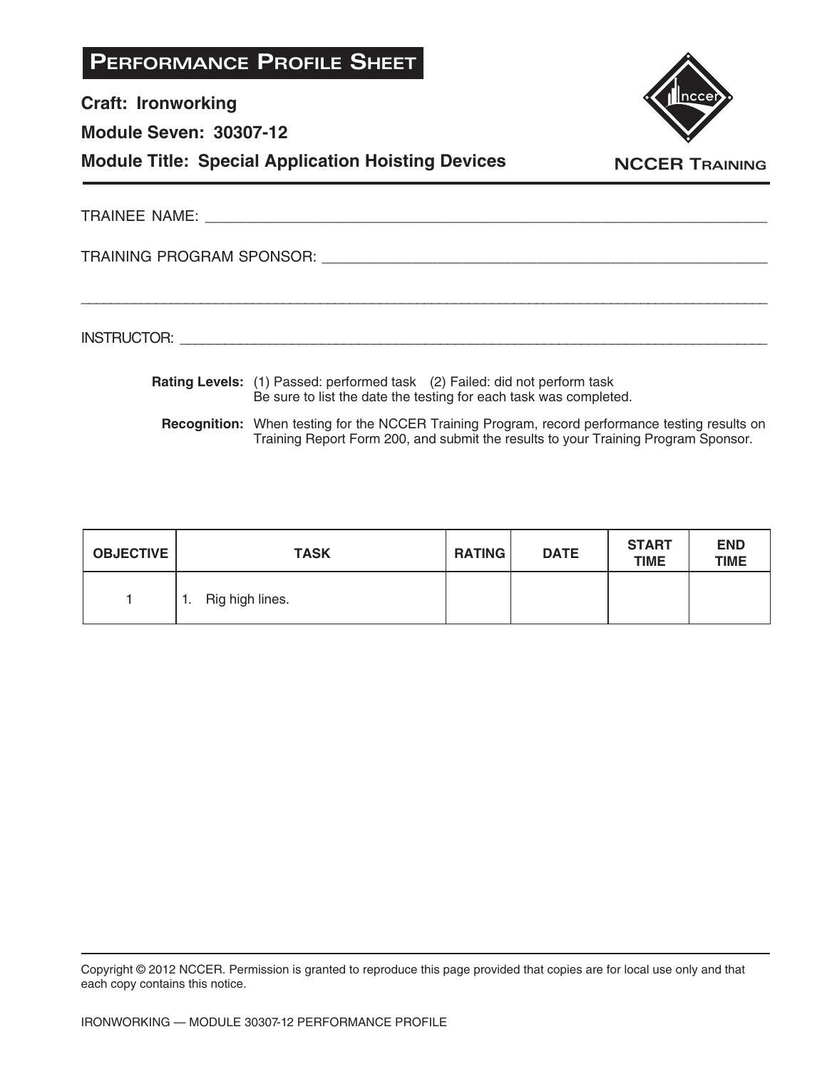# Performance Profile Sheet

**Craft: Ironworking**

**Module Seven: 30307-12**

**Module Title: Special Application Hoisting Devices**

NCCER Training

TRAINEE NAME: ___________________________________________

TRAINING PROGRAM SPONSOR: ___________________________________________

___________________________________________

INSTRUCTOR: ___________________________________________

**Rating Levels:** (1) Passed: performed task (2) Failed: did not perform task
Be sure to list the date the testing for each task was completed.

**Recognition:** When testing for the NCCER Training Program, record performance testing results on Training Report Form 200, and submit the results to your Training Program Sponsor.

| OBJECTIVE | TASK | RATING | DATE | START TIME | END TIME |
|---|---|---|---|---|---|
| 1 | 1. Rig high lines. | | | | |

Copyright © 2012 NCCER. Permission is granted to reproduce this page provided that copies are for local use only and that each copy contains this notice.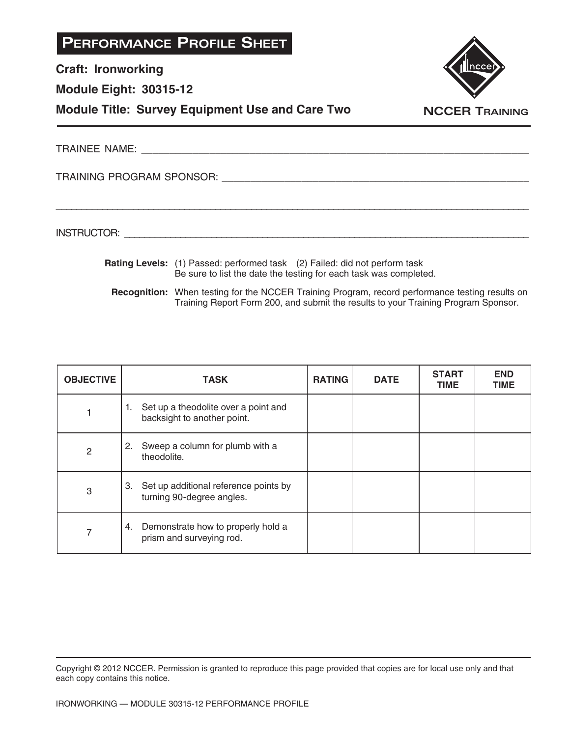# Performance Profile Sheet

**Craft: Ironworking**

**Module Eight: 30315-12**

**Module Title: Survey Equipment Use and Care Two**

NCCER Training

TRAINEE NAME: ______________________________________________

TRAINING PROGRAM SPONSOR: ______________________________________________

______________________________________________

INSTRUCTOR: ______________________________________________

**Rating Levels:** (1) Passed: performed task (2) Failed: did not perform task
Be sure to list the date the testing for each task was completed.

**Recognition:** When testing for the NCCER Training Program, record performance testing results on Training Report Form 200, and submit the results to your Training Program Sponsor.

| OBJECTIVE | TASK | RATING | DATE | START TIME | END TIME |
|---|---|---|---|---|---|
| 1 | 1. Set up a theodolite over a point and backsight to another point. | | | | |
| 2 | 2. Sweep a column for plumb with a theodolite. | | | | |
| 3 | 3. Set up additional reference points by turning 90-degree angles. | | | | |
| 7 | 4. Demonstrate how to properly hold a prism and surveying rod. | | | | |

Copyright © 2012 NCCER. Permission is granted to reproduce this page provided that copies are for local use only and that each copy contains this notice.

IRONWORKING — MODULE 30315-12 PERFORMANCE PROFILE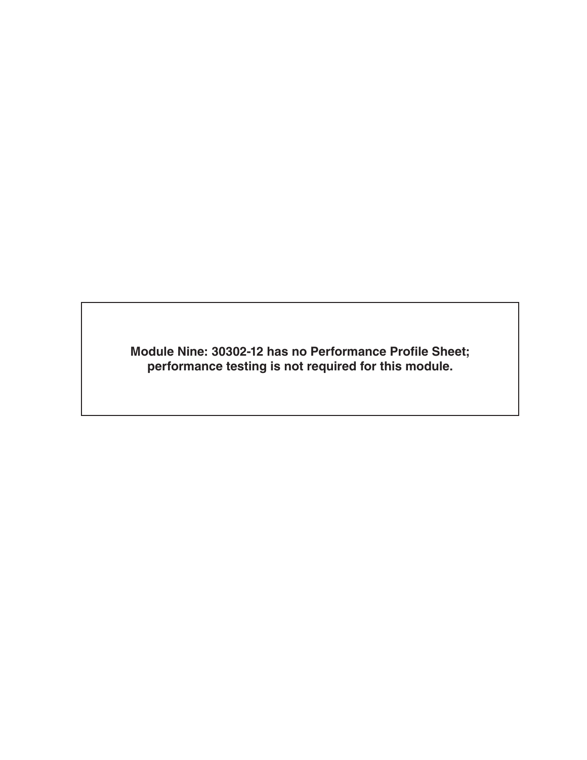**Module Nine: 30302-12 has no Performance Profile Sheet; performance testing is not required for this module.**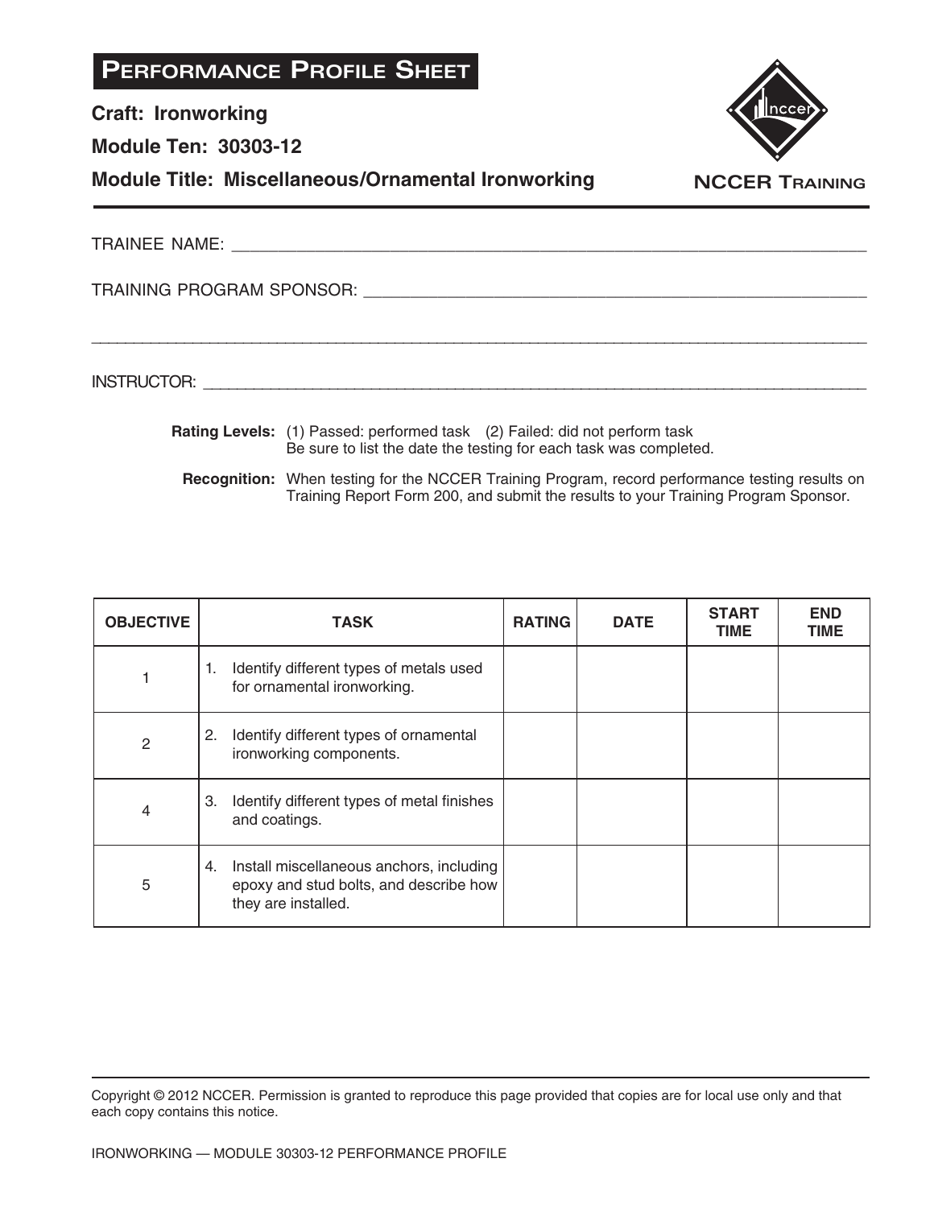# Performance Profile Sheet

**Craft: Ironworking**

**Module Ten: 30303-12**

**Module Title: Miscellaneous/Ornamental Ironworking**

NCCER Training

TRAINEE NAME: ____________________________________________

TRAINING PROGRAM SPONSOR: ____________________________________________

____________________________________________

INSTRUCTOR: ____________________________________________

**Rating Levels:** (1) Passed: performed task (2) Failed: did not perform task
Be sure to list the date the testing for each task was completed.

**Recognition:** When testing for the NCCER Training Program, record performance testing results on Training Report Form 200, and submit the results to your Training Program Sponsor.

| OBJECTIVE | TASK | RATING | DATE | START TIME | END TIME |
|---|---|---|---|---|---|
| 1 | 1. Identify different types of metals used for ornamental ironworking. | | | | |
| 2 | 2. Identify different types of ornamental ironworking components. | | | | |
| 4 | 3. Identify different types of metal finishes and coatings. | | | | |
| 5 | 4. Install miscellaneous anchors, including epoxy and stud bolts, and describe how they are installed. | | | | |

Copyright © 2012 NCCER. Permission is granted to reproduce this page provided that copies are for local use only and that each copy contains this notice.

IRONWORKING — MODULE 30303-12 PERFORMANCE PROFILE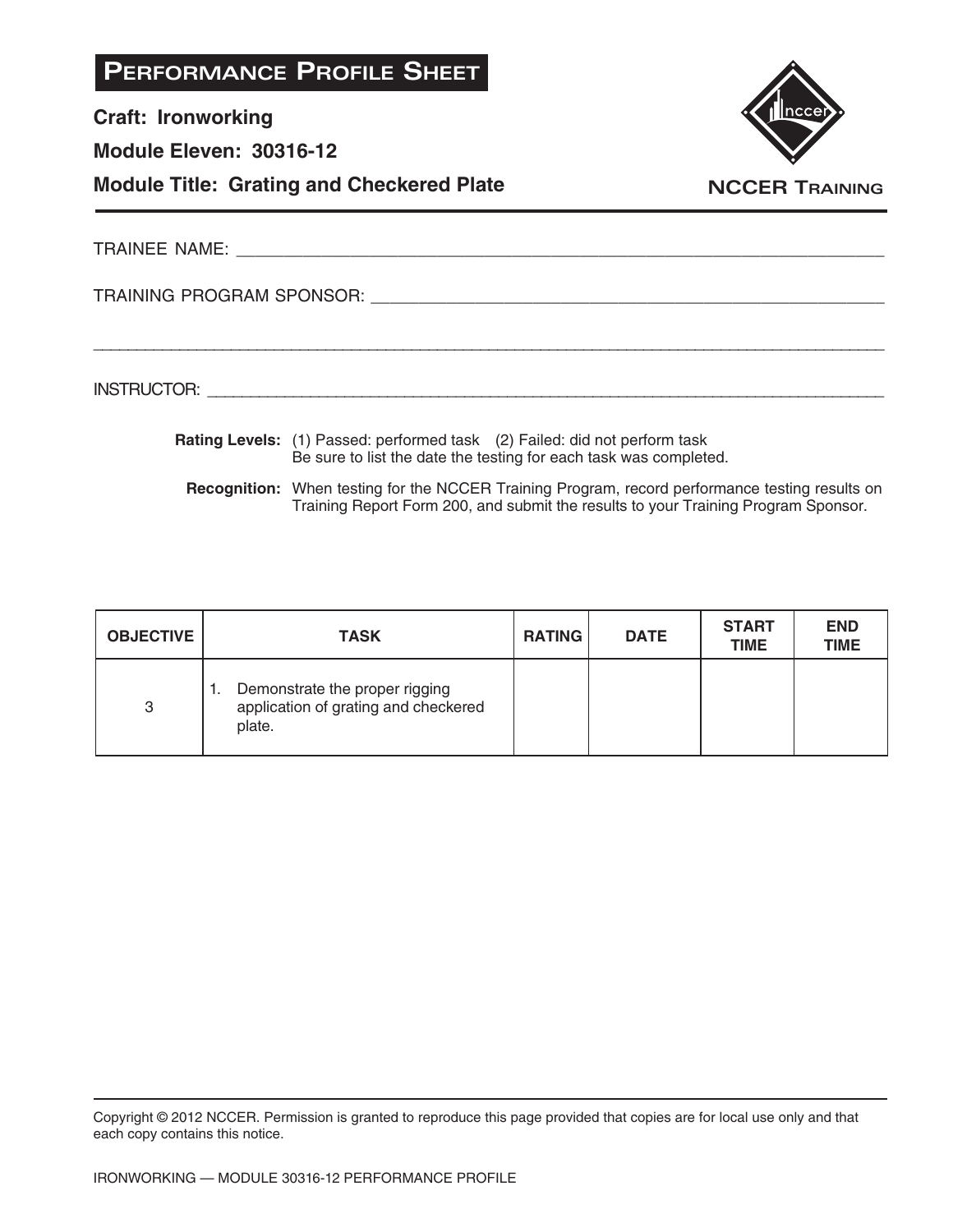# PERFORMANCE PROFILE SHEET

**Craft: Ironworking**

**Module Eleven: 30316-12**

**Module Title: Grating and Checkered Plate**

NCCER TRAINING

TRAINEE NAME: ______________________________________________

TRAINING PROGRAM SPONSOR: ______________________________________________

______________________________________________

INSTRUCTOR: ______________________________________________

**Rating Levels:** (1) Passed: performed task (2) Failed: did not perform task
Be sure to list the date the testing for each task was completed.

**Recognition:** When testing for the NCCER Training Program, record performance testing results on Training Report Form 200, and submit the results to your Training Program Sponsor.

| OBJECTIVE | TASK | RATING | DATE | START TIME | END TIME |
|---|---|---|---|---|---|
| 3 | 1. Demonstrate the proper rigging application of grating and checkered plate. | | | | |

Copyright © 2012 NCCER. Permission is granted to reproduce this page provided that copies are for local use only and that each copy contains this notice.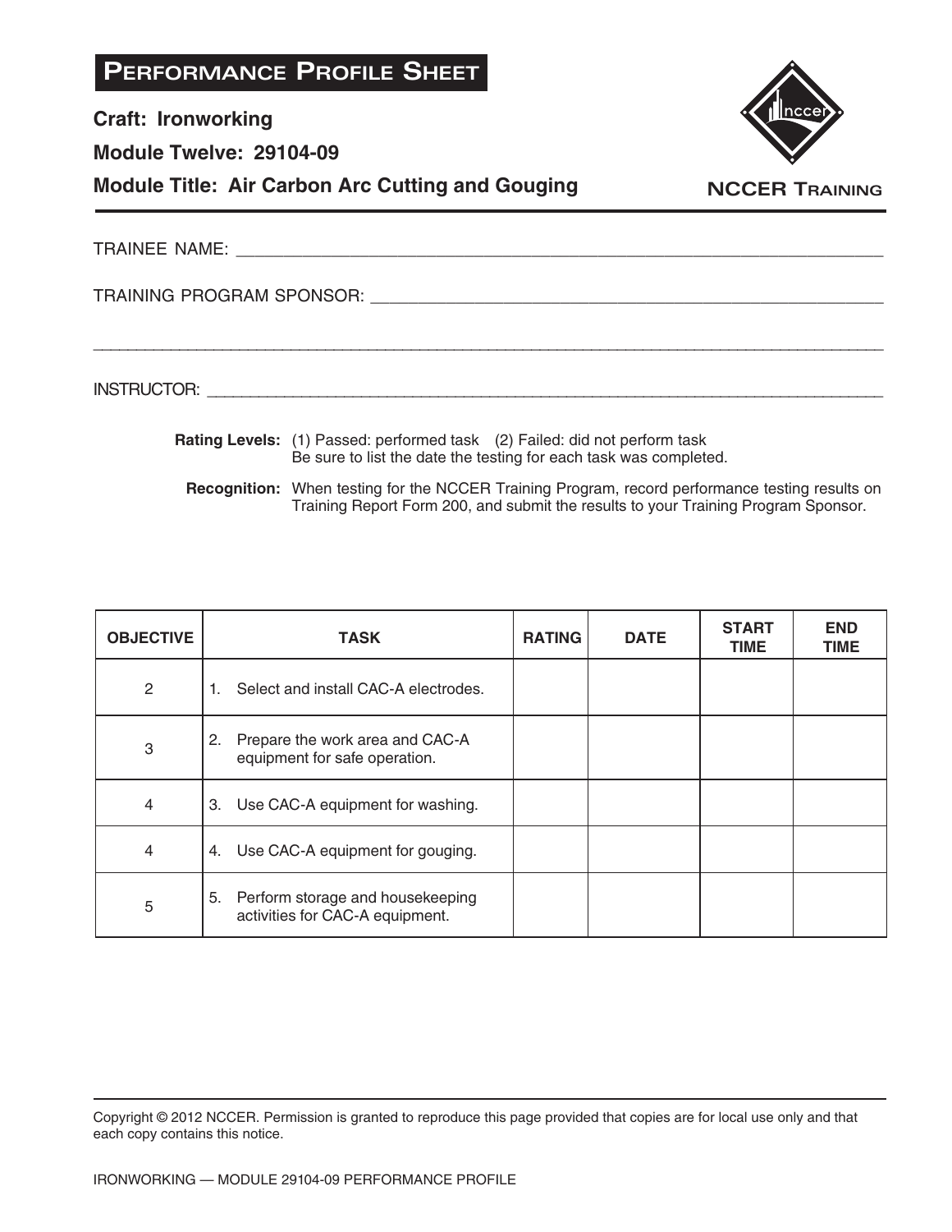# PERFORMANCE PROFILE SHEET

**Craft: Ironworking**

**Module Twelve: 29104-09**

**Module Title: Air Carbon Arc Cutting and Gouging**

NCCER TRAINING

TRAINEE NAME: ____________________________________________

TRAINING PROGRAM SPONSOR: ____________________________________________

____________________________________________

INSTRUCTOR: ____________________________________________

**Rating Levels:** (1) Passed: performed task (2) Failed: did not perform task
Be sure to list the date the testing for each task was completed.

**Recognition:** When testing for the NCCER Training Program, record performance testing results on Training Report Form 200, and submit the results to your Training Program Sponsor.

| OBJECTIVE | TASK | RATING | DATE | START TIME | END TIME |
|---|---|---|---|---|---|
| 2 | 1. Select and install CAC-A electrodes. | | | | |
| 3 | 2. Prepare the work area and CAC-A equipment for safe operation. | | | | |
| 4 | 3. Use CAC-A equipment for washing. | | | | |
| 4 | 4. Use CAC-A equipment for gouging. | | | | |
| 5 | 5. Perform storage and housekeeping activities for CAC-A equipment. | | | | |

Copyright © 2012 NCCER. Permission is granted to reproduce this page provided that copies are for local use only and that each copy contains this notice.

IRONWORKING — MODULE 29104-09 PERFORMANCE PROFILE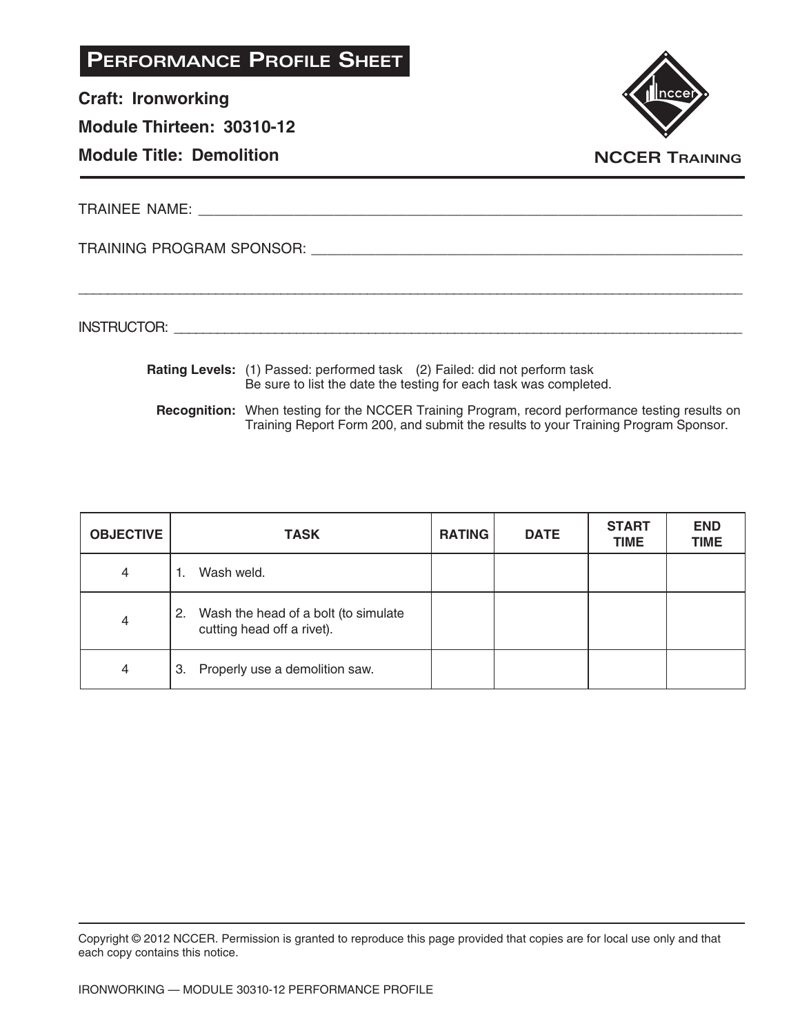# Performance Profile Sheet

**Craft: Ironworking**

**Module Thirteen: 30310-12**

**Module Title: Demolition**

NCCER Training

TRAINEE NAME: ______________________________________________

TRAINING PROGRAM SPONSOR: ______________________________________________

______________________________________________

INSTRUCTOR: ______________________________________________

**Rating Levels:** (1) Passed: performed task (2) Failed: did not perform task
Be sure to list the date the testing for each task was completed.

**Recognition:** When testing for the NCCER Training Program, record performance testing results on Training Report Form 200, and submit the results to your Training Program Sponsor.

| OBJECTIVE | TASK | RATING | DATE | START TIME | END TIME |
|---|---|---|---|---|---|
| 4 | 1. Wash weld. | | | | |
| 4 | 2. Wash the head of a bolt (to simulate cutting head off a rivet). | | | | |
| 4 | 3. Properly use a demolition saw. | | | | |

Copyright © 2012 NCCER. Permission is granted to reproduce this page provided that copies are for local use only and that each copy contains this notice.